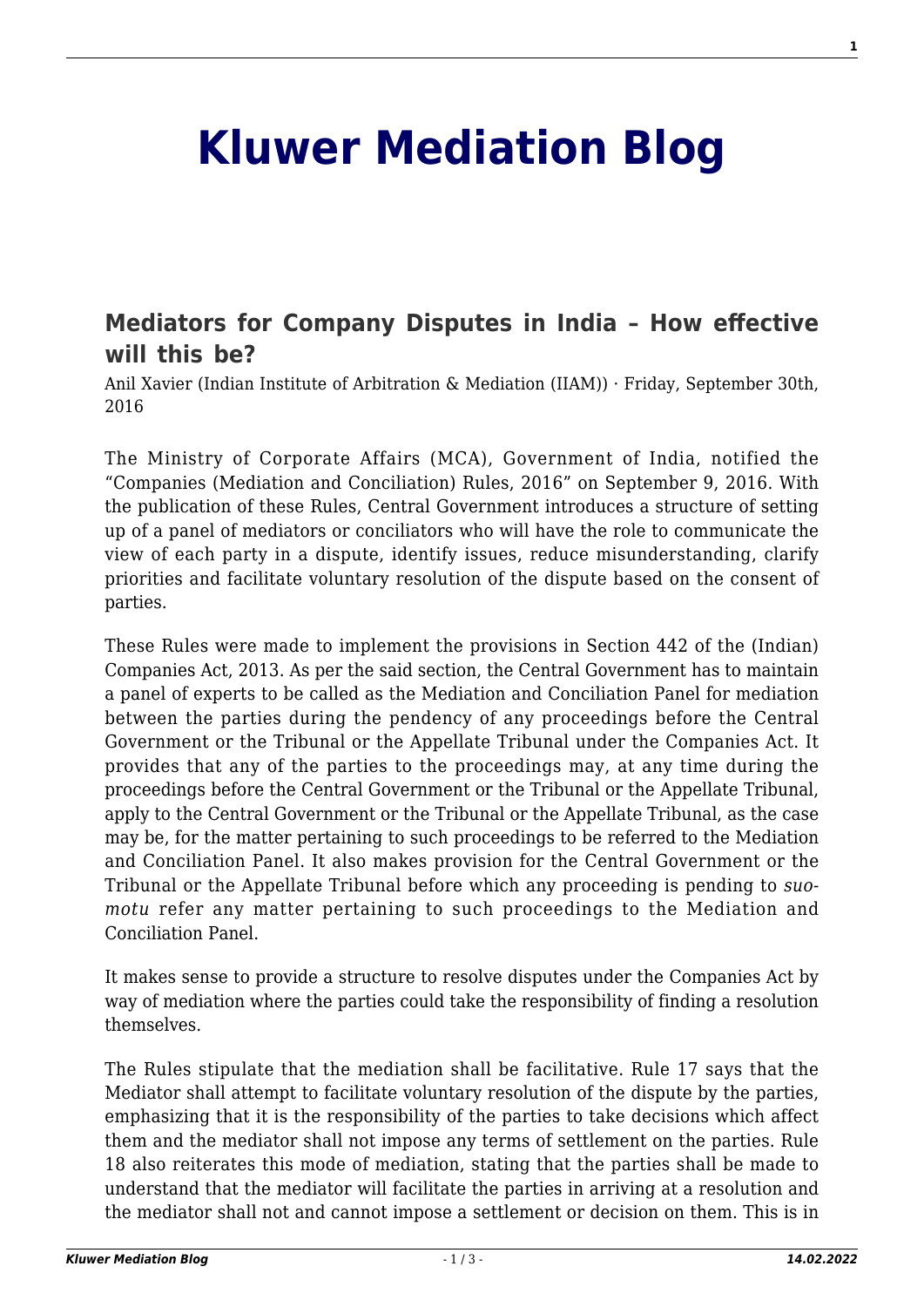# Kluwer Mediation Blog

## Mediators for Company Disputes in India – How effective will this be?

Anil Xavier (Indian Institute of Arbitration & Mediation (IIAM)) · Friday, September 30th, 2016

The Ministry of Corporate Affairs (MCA), Government of India, notified the "Companies (Mediation and Conciliation) Rules, 2016" on September 9, 2016. With the publication of these Rules, Central Government introduces a structure of setting up of a panel of mediators or conciliators who will have the role to communicate the view of each party in a dispute, identify issues, reduce misunderstanding, clarify priorities and facilitate voluntary resolution of the dispute based on the consent of parties.

These Rules were made to implement the provisions in Section 442 of the (Indian) Companies Act, 2013. As per the said section, the Central Government has to maintain a panel of experts to be called as the Mediation and Conciliation Panel for mediation between the parties during the pendency of any proceedings before the Central Government or the Tribunal or the Appellate Tribunal under the Companies Act. It provides that any of the parties to the proceedings may, at any time during the proceedings before the Central Government or the Tribunal or the Appellate Tribunal, apply to the Central Government or the Tribunal or the Appellate Tribunal, as the case may be, for the matter pertaining to such proceedings to be referred to the Mediation and Conciliation Panel. It also makes provision for the Central Government or the Tribunal or the Appellate Tribunal before which any proceeding is pending to *suo-motu* refer any matter pertaining to such proceedings to the Mediation and Conciliation Panel.

It makes sense to provide a structure to resolve disputes under the Companies Act by way of mediation where the parties could take the responsibility of finding a resolution themselves.

The Rules stipulate that the mediation shall be facilitative. Rule 17 says that the Mediator shall attempt to facilitate voluntary resolution of the dispute by the parties, emphasizing that it is the responsibility of the parties to take decisions which affect them and the mediator shall not impose any terms of settlement on the parties. Rule 18 also reiterates this mode of mediation, stating that the parties shall be made to understand that the mediator will facilitate the parties in arriving at a resolution and the mediator shall not and cannot impose a settlement or decision on them. This is in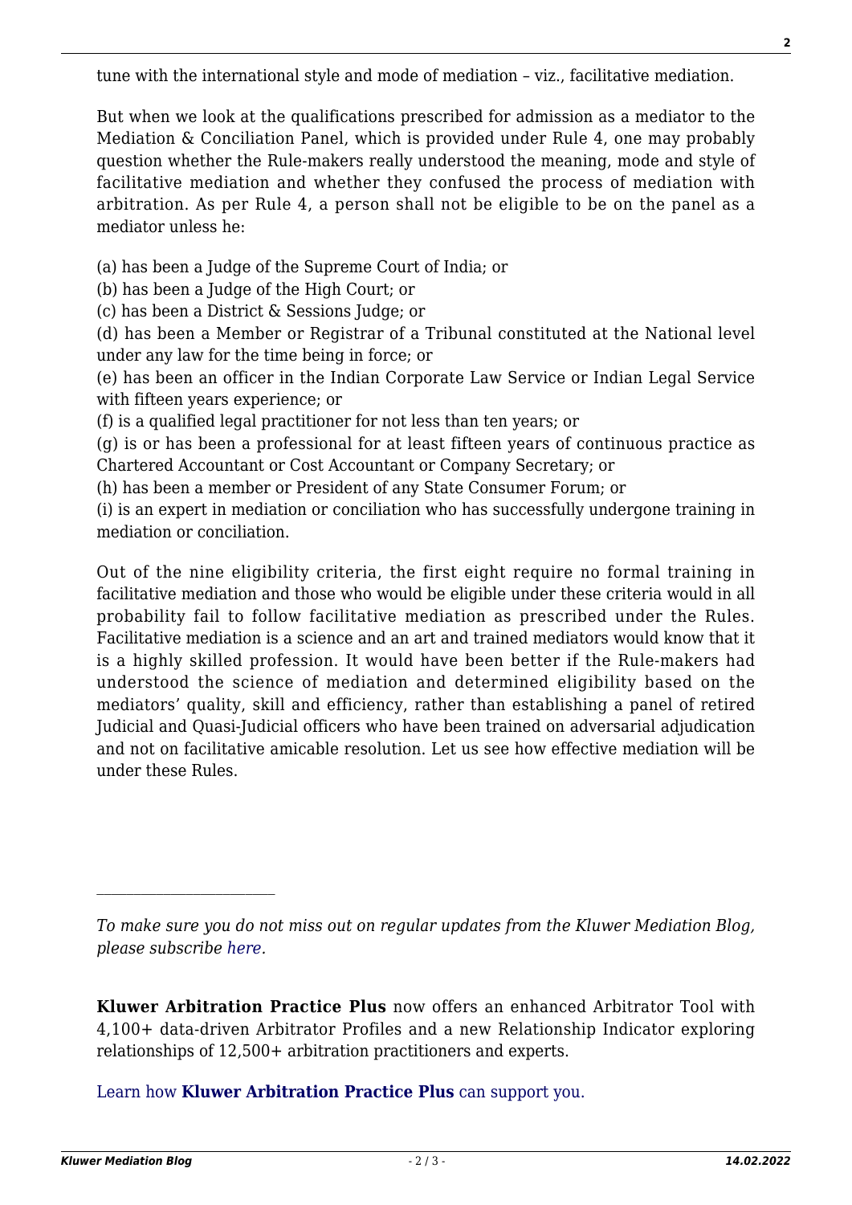tune with the international style and mode of mediation – viz., facilitative mediation.

But when we look at the qualifications prescribed for admission as a mediator to the Mediation & Conciliation Panel, which is provided under Rule 4, one may probably question whether the Rule-makers really understood the meaning, mode and style of facilitative mediation and whether they confused the process of mediation with arbitration. As per Rule 4, a person shall not be eligible to be on the panel as a mediator unless he:

(a) has been a Judge of the Supreme Court of India; or
(b) has been a Judge of the High Court; or
(c) has been a District & Sessions Judge; or
(d) has been a Member or Registrar of a Tribunal constituted at the National level under any law for the time being in force; or
(e) has been an officer in the Indian Corporate Law Service or Indian Legal Service with fifteen years experience; or
(f) is a qualified legal practitioner for not less than ten years; or
(g) is or has been a professional for at least fifteen years of continuous practice as Chartered Accountant or Cost Accountant or Company Secretary; or
(h) has been a member or President of any State Consumer Forum; or
(i) is an expert in mediation or conciliation who has successfully undergone training in mediation or conciliation.

Out of the nine eligibility criteria, the first eight require no formal training in facilitative mediation and those who would be eligible under these criteria would in all probability fail to follow facilitative mediation as prescribed under the Rules. Facilitative mediation is a science and an art and trained mediators would know that it is a highly skilled profession. It would have been better if the Rule-makers had understood the science of mediation and determined eligibility based on the mediators' quality, skill and efficiency, rather than establishing a panel of retired Judicial and Quasi-Judicial officers who have been trained on adversarial adjudication and not on facilitative amicable resolution. Let us see how effective mediation will be under these Rules.

---

*To make sure you do not miss out on regular updates from the Kluwer Mediation Blog, please subscribe here.*

**Kluwer Arbitration Practice Plus** now offers an enhanced Arbitrator Tool with 4,100+ data-driven Arbitrator Profiles and a new Relationship Indicator exploring relationships of 12,500+ arbitration practitioners and experts.

Learn how **Kluwer Arbitration Practice Plus** can support you.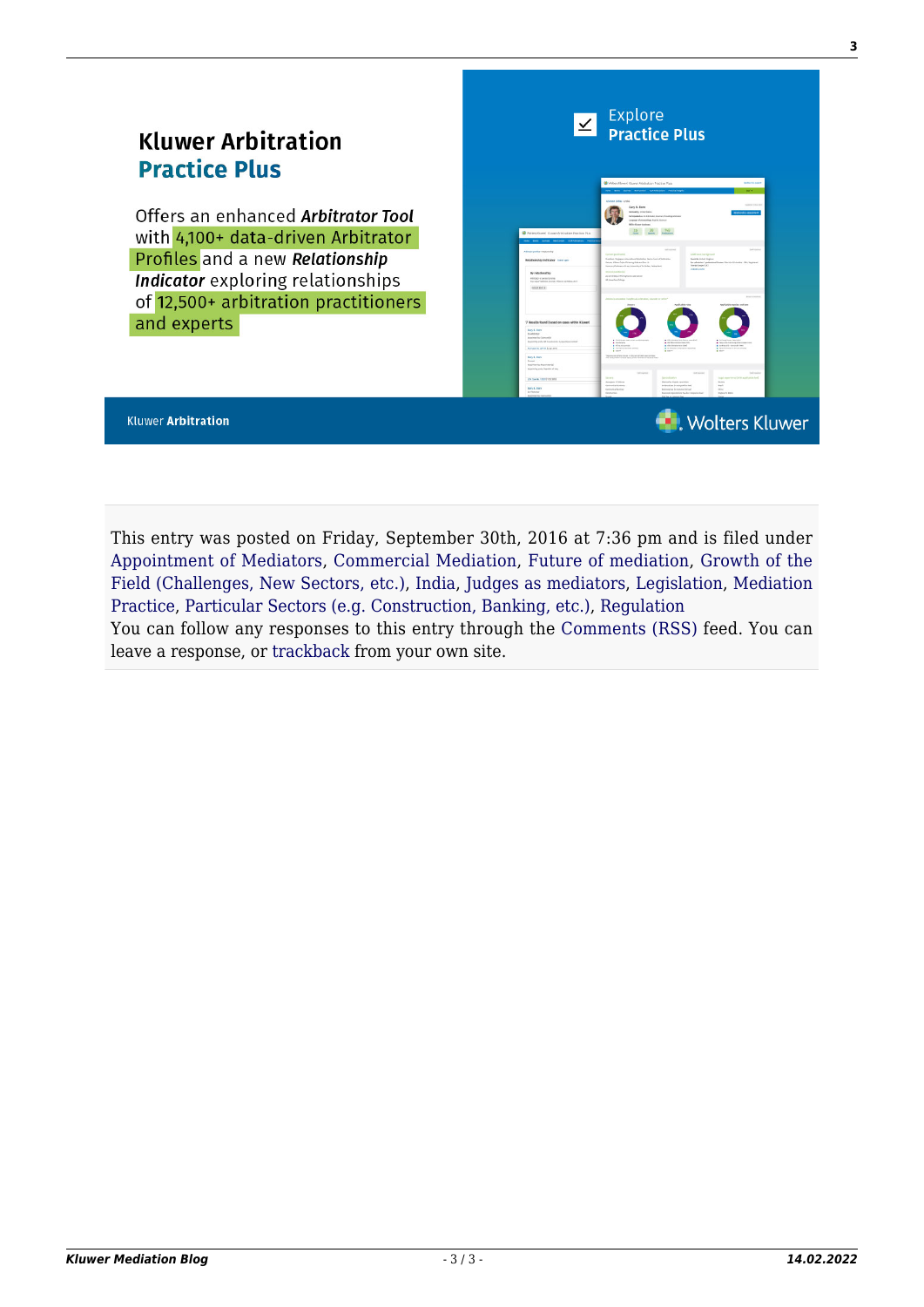## Kluwer Arbitration Practice Plus

Offers an enhanced ***Arbitrator Tool*** with 4,100+ data-driven Arbitrator Profiles and a new ***Relationship Indicator*** exploring relationships of 12,500+ arbitration practitioners and experts

Explore **Practice Plus**

Kluwer **Arbitration**

Wolters Kluwer

This entry was posted on Friday, September 30th, 2016 at 7:36 pm and is filed under Appointment of Mediators, Commercial Mediation, Future of mediation, Growth of the Field (Challenges, New Sectors, etc.), India, Judges as mediators, Legislation, Mediation Practice, Particular Sectors (e.g. Construction, Banking, etc.), Regulation

You can follow any responses to this entry through the Comments (RSS) feed. You can leave a response, or trackback from your own site.